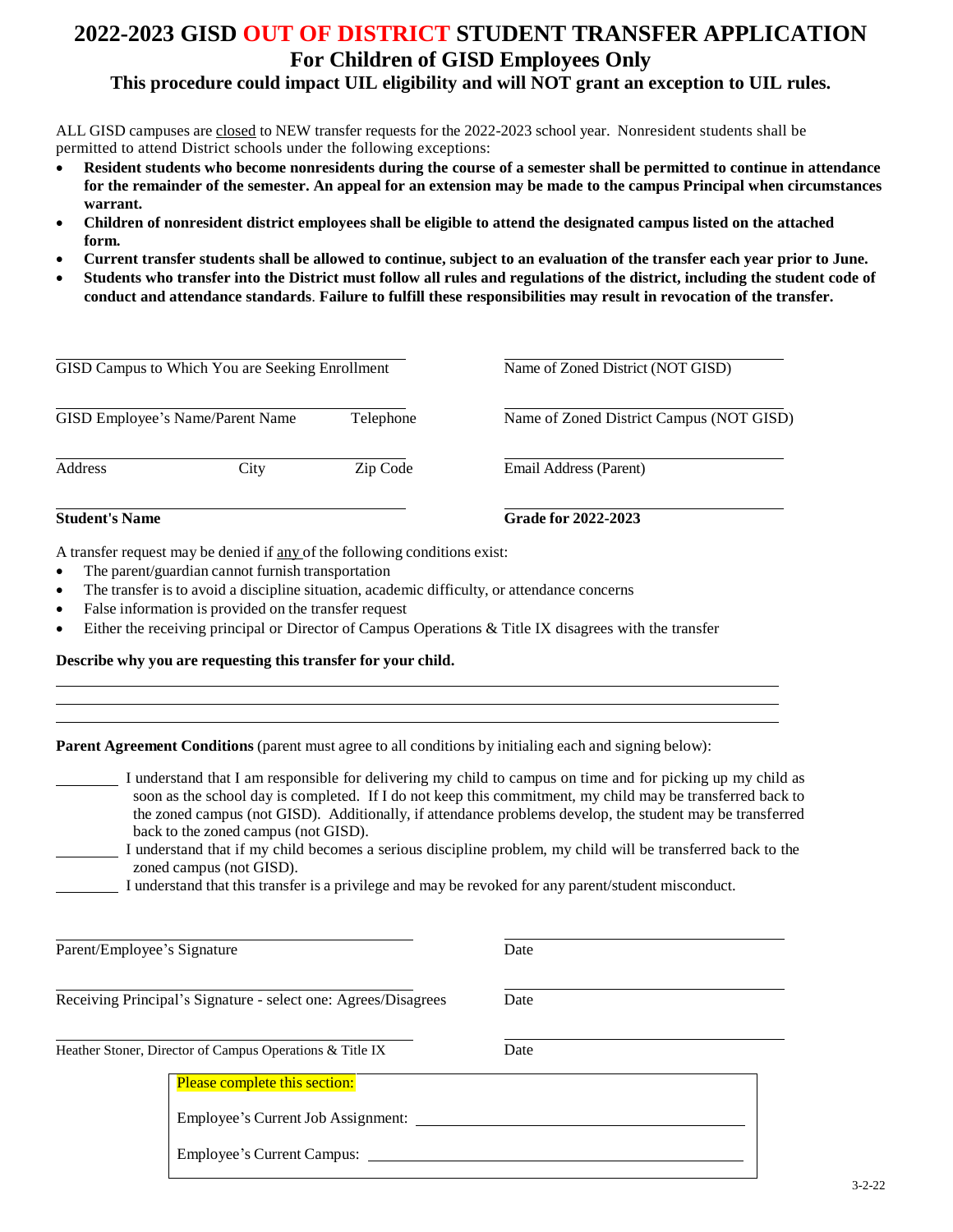# 2022-2023 GISD OUT OF DISTRICT STUDENT TRANSFER APPLICATION

## For Children of GISD Employees Only

### This procedure could impact UIL eligibility and will NOT grant an exception to UIL rules.

ALL GISD campuses are closed to NEW transfer requests for the 2022-2023 school year. Nonresident students shall be permitted to attend District schools under the following exceptions:

- **Resident students who become nonresidents during the course of a semester shall be permitted to continue in attendance for the remainder of the semester. An appeal for an extension may be made to the campus Principal when circumstances warrant.**
- **Children of nonresident district employees shall be eligible to attend the designated campus listed on the attached form.**
- **Current transfer students shall be allowed to continue, subject to an evaluation of the transfer each year prior to June.**
- **Students who transfer into the District must follow all rules and regulations of the district, including the student code of conduct and attendance standards**. **Failure to fulfill these responsibilities may result in revocation of the transfer.**

GISD Campus to Which You are Seeking Enrollment ______________________

Name of Zoned District (NOT GISD) ______________________

GISD Employee's Name/Parent Name ______________________ Telephone ______________________

Name of Zoned District Campus (NOT GISD) ______________________

Address ______________________ City ______________________ Zip Code ______________________

Email Address (Parent) ______________________

**Student's Name** ______________________

**Grade for 2022-2023** ______________________

A transfer request may be denied if any of the following conditions exist:

- The parent/guardian cannot furnish transportation
- The transfer is to avoid a discipline situation, academic difficulty, or attendance concerns
- False information is provided on the transfer request
- Either the receiving principal or Director of Campus Operations & Title IX disagrees with the transfer

**Describe why you are requesting this transfer for your child.**

_______________________________________________

_______________________________________________

_______________________________________________

**Parent Agreement Conditions** (parent must agree to all conditions by initialing each and signing below):

________ I understand that I am responsible for delivering my child to campus on time and for picking up my child as soon as the school day is completed. If I do not keep this commitment, my child may be transferred back to the zoned campus (not GISD). Additionally, if attendance problems develop, the student may be transferred back to the zoned campus (not GISD).

________ I understand that if my child becomes a serious discipline problem, my child will be transferred back to the zoned campus (not GISD).

________ I understand that this transfer is a privilege and may be revoked for any parent/student misconduct.

Parent/Employee's Signature ______________________ Date ______________________

Receiving Principal's Signature - select one: Agrees/Disagrees ______________________ Date ______________________

Heather Stoner, Director of Campus Operations & Title IX ______________________ Date ______________________

Please complete this section:

Employee's Current Job Assignment: ______________________

Employee's Current Campus: ______________________

3-2-22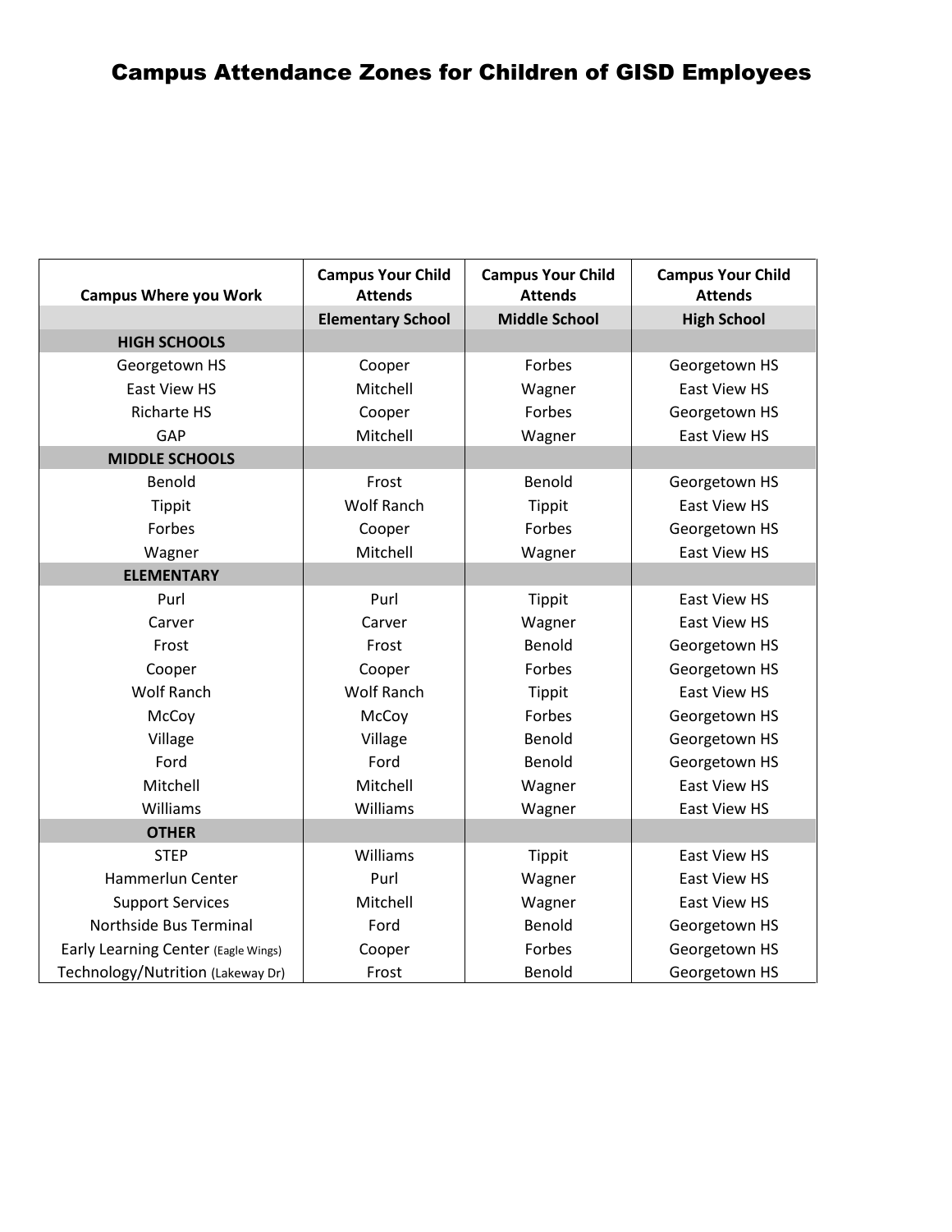# Campus Attendance Zones for Children of GISD Employees

| Campus Where you Work | Campus Your Child Attends | Campus Your Child Attends | Campus Your Child Attends |
|---|---|---|---|
| | **Elementary School** | **Middle School** | **High School** |
| **HIGH SCHOOLS** | | | |
| Georgetown HS | Cooper | Forbes | Georgetown HS |
| East View HS | Mitchell | Wagner | East View HS |
| Richarte HS | Cooper | Forbes | Georgetown HS |
| GAP | Mitchell | Wagner | East View HS |
| **MIDDLE SCHOOLS** | | | |
| Benold | Frost | Benold | Georgetown HS |
| Tippit | Wolf Ranch | Tippit | East View HS |
| Forbes | Cooper | Forbes | Georgetown HS |
| Wagner | Mitchell | Wagner | East View HS |
| **ELEMENTARY** | | | |
| Purl | Purl | Tippit | East View HS |
| Carver | Carver | Wagner | East View HS |
| Frost | Frost | Benold | Georgetown HS |
| Cooper | Cooper | Forbes | Georgetown HS |
| Wolf Ranch | Wolf Ranch | Tippit | East View HS |
| McCoy | McCoy | Forbes | Georgetown HS |
| Village | Village | Benold | Georgetown HS |
| Ford | Ford | Benold | Georgetown HS |
| Mitchell | Mitchell | Wagner | East View HS |
| Williams | Williams | Wagner | East View HS |
| **OTHER** | | | |
| STEP | Williams | Tippit | East View HS |
| Hammerlun Center | Purl | Wagner | East View HS |
| Support Services | Mitchell | Wagner | East View HS |
| Northside Bus Terminal | Ford | Benold | Georgetown HS |
| Early Learning Center (Eagle Wings) | Cooper | Forbes | Georgetown HS |
| Technology/Nutrition (Lakeway Dr) | Frost | Benold | Georgetown HS |